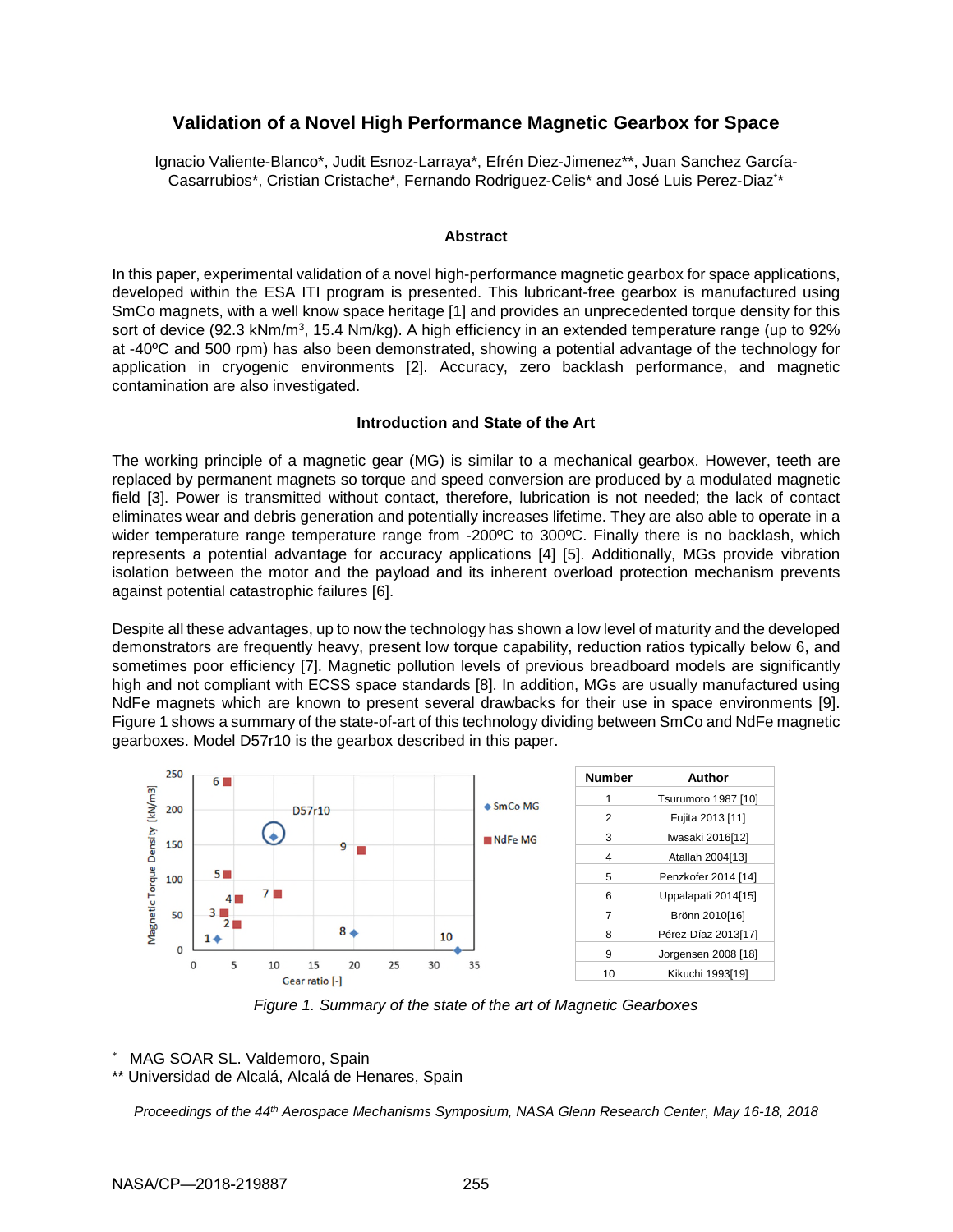# Validation of a Novel High Performance Magnetic Gearbox for Space

Ignacio Valiente-Blanco*, Judit Esnoz-Larraya*, Efrén Diez-Jimenez**, Juan Sanchez García-Casarrubios*, Cristian Cristache*, Fernando Rodriguez-Celis* and José Luis Perez-Diaz**

## Abstract

In this paper, experimental validation of a novel high-performance magnetic gearbox for space applications, developed within the ESA ITI program is presented. This lubricant-free gearbox is manufactured using SmCo magnets, with a well know space heritage [1] and provides an unprecedented torque density for this sort of device (92.3 kNm/m$^3$, 15.4 Nm/kg). A high efficiency in an extended temperature range (up to 92% at -40ºC and 500 rpm) has also been demonstrated, showing a potential advantage of the technology for application in cryogenic environments [2]. Accuracy, zero backlash performance, and magnetic contamination are also investigated.

## Introduction and State of the Art

The working principle of a magnetic gear (MG) is similar to a mechanical gearbox. However, teeth are replaced by permanent magnets so torque and speed conversion are produced by a modulated magnetic field [3]. Power is transmitted without contact, therefore, lubrication is not needed; the lack of contact eliminates wear and debris generation and potentially increases lifetime. They are also able to operate in a wider temperature range temperature range from -200ºC to 300ºC. Finally there is no backlash, which represents a potential advantage for accuracy applications [4] [5]. Additionally, MGs provide vibration isolation between the motor and the payload and its inherent overload protection mechanism prevents against potential catastrophic failures [6].

Despite all these advantages, up to now the technology has shown a low level of maturity and the developed demonstrators are frequently heavy, present low torque capability, reduction ratios typically below 6, and sometimes poor efficiency [7]. Magnetic pollution levels of previous breadboard models are significantly high and not compliant with ECSS space standards [8]. In addition, MGs are usually manufactured using NdFe magnets which are known to present several drawbacks for their use in space environments [9]. Figure 1 shows a summary of the state-of-art of this technology dividing between SmCo and NdFe magnetic gearboxes. Model D57r10 is the gearbox described in this paper.

| Number | Author |
|---|---|
| 1 | Tsurumoto 1987 [10] |
| 2 | Fujita 2013 [11] |
| 3 | Iwasaki 2016[12] |
| 4 | Atallah 2004[13] |
| 5 | Penzkofer 2014 [14] |
| 6 | Uppalapati 2014[15] |
| 7 | Brönn 2010[16] |
| 8 | Pérez-Díaz 2013[17] |
| 9 | Jorgensen 2008 [18] |
| 10 | Kikuchi 1993[19] |

*Figure 1. Summary of the state of the art of Magnetic Gearboxes*

---

\* MAG SOAR SL. Valdemoro, Spain

** Universidad de Alcalá, Alcalá de Henares, Spain

*Proceedings of the 44th Aerospace Mechanisms Symposium, NASA Glenn Research Center, May 16-18, 2018*

NASA/CP—2018-219887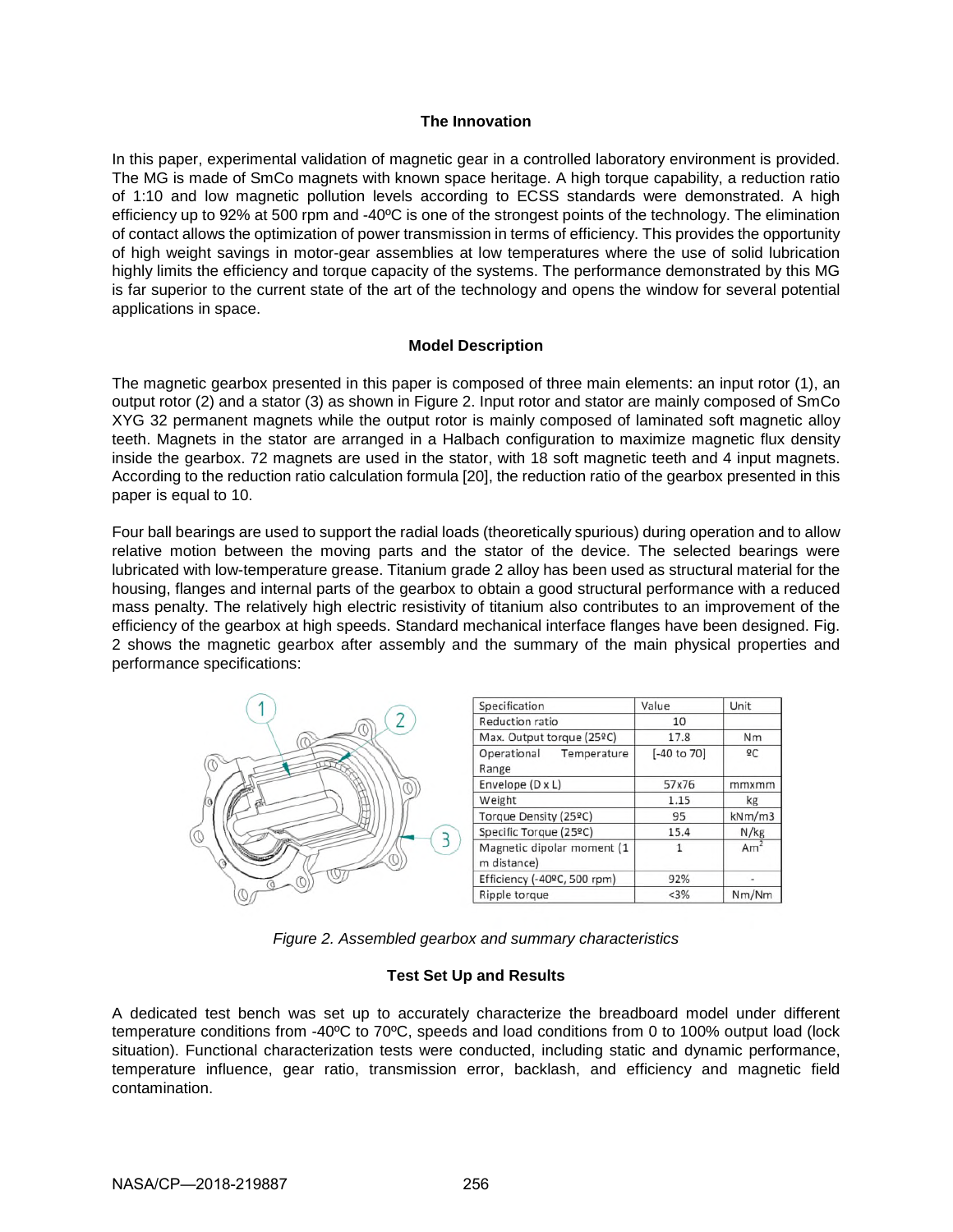## The Innovation

In this paper, experimental validation of magnetic gear in a controlled laboratory environment is provided. The MG is made of SmCo magnets with known space heritage. A high torque capability, a reduction ratio of 1:10 and low magnetic pollution levels according to ECSS standards were demonstrated. A high efficiency up to 92% at 500 rpm and -40ºC is one of the strongest points of the technology. The elimination of contact allows the optimization of power transmission in terms of efficiency. This provides the opportunity of high weight savings in motor-gear assemblies at low temperatures where the use of solid lubrication highly limits the efficiency and torque capacity of the systems. The performance demonstrated by this MG is far superior to the current state of the art of the technology and opens the window for several potential applications in space.

## Model Description

The magnetic gearbox presented in this paper is composed of three main elements: an input rotor (1), an output rotor (2) and a stator (3) as shown in Figure 2. Input rotor and stator are mainly composed of SmCo XYG 32 permanent magnets while the output rotor is mainly composed of laminated soft magnetic alloy teeth. Magnets in the stator are arranged in a Halbach configuration to maximize magnetic flux density inside the gearbox. 72 magnets are used in the stator, with 18 soft magnetic teeth and 4 input magnets. According to the reduction ratio calculation formula [20], the reduction ratio of the gearbox presented in this paper is equal to 10.

Four ball bearings are used to support the radial loads (theoretically spurious) during operation and to allow relative motion between the moving parts and the stator of the device. The selected bearings were lubricated with low-temperature grease. Titanium grade 2 alloy has been used as structural material for the housing, flanges and internal parts of the gearbox to obtain a good structural performance with a reduced mass penalty. The relatively high electric resistivity of titanium also contributes to an improvement of the efficiency of the gearbox at high speeds. Standard mechanical interface flanges have been designed. Fig. 2 shows the magnetic gearbox after assembly and the summary of the main physical properties and performance specifications:

| Specification | Value | Unit |
|---|---|---|
| Reduction ratio | 10 | |
| Max. Output torque (25ºC) | 17.8 | Nm |
| Operational Temperature Range | [-40 to 70] | ºC |
| Envelope (D x L) | 57x76 | mmxmm |
| Weight | 1.15 | kg |
| Torque Density (25ºC) | 95 | kNm/m3 |
| Specific Torque (25ºC) | 15.4 | N/kg |
| Magnetic dipolar moment (1 m distance) | 1 | $Am^2$ |
| Efficiency (-40ºC, 500 rpm) | 92% | - |
| Ripple torque | <3% | Nm/Nm |

*Figure 2. Assembled gearbox and summary characteristics*

## Test Set Up and Results

A dedicated test bench was set up to accurately characterize the breadboard model under different temperature conditions from -40ºC to 70ºC, speeds and load conditions from 0 to 100% output load (lock situation). Functional characterization tests were conducted, including static and dynamic performance, temperature influence, gear ratio, transmission error, backlash, and efficiency and magnetic field contamination.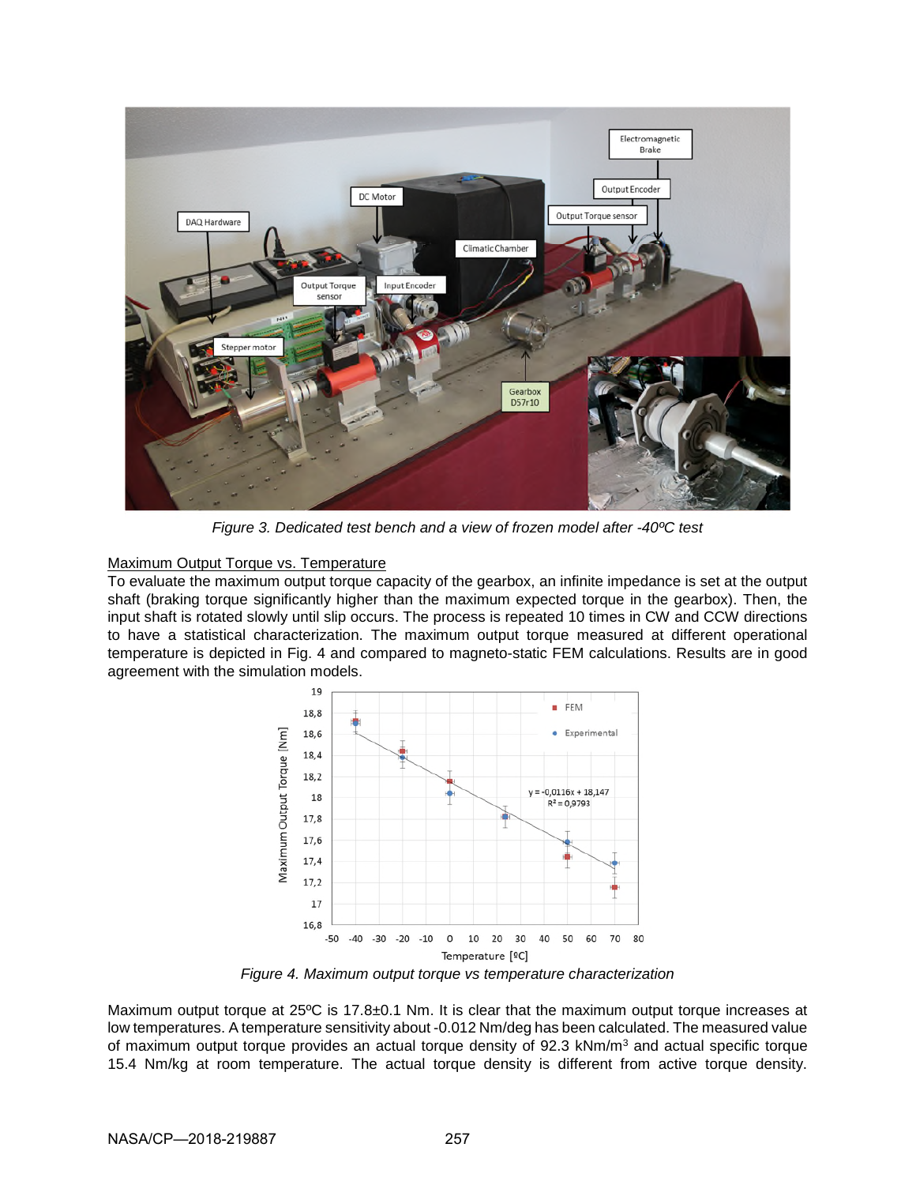*Figure 3. Dedicated test bench and a view of frozen model after -40ºC test*

Maximum Output Torque vs. Temperature

To evaluate the maximum output torque capacity of the gearbox, an infinite impedance is set at the output shaft (braking torque significantly higher than the maximum expected torque in the gearbox). Then, the input shaft is rotated slowly until slip occurs. The process is repeated 10 times in CW and CCW directions to have a statistical characterization. The maximum output torque measured at different operational temperature is depicted in Fig. 4 and compared to magneto-static FEM calculations. Results are in good agreement with the simulation models.

*Figure 4. Maximum output torque vs temperature characterization*

Maximum output torque at 25ºC is 17.8±0.1 Nm. It is clear that the maximum output torque increases at low temperatures. A temperature sensitivity about -0.012 Nm/deg has been calculated. The measured value of maximum output torque provides an actual torque density of 92.3 kNm/m$^3$ and actual specific torque 15.4 Nm/kg at room temperature. The actual torque density is different from active torque density.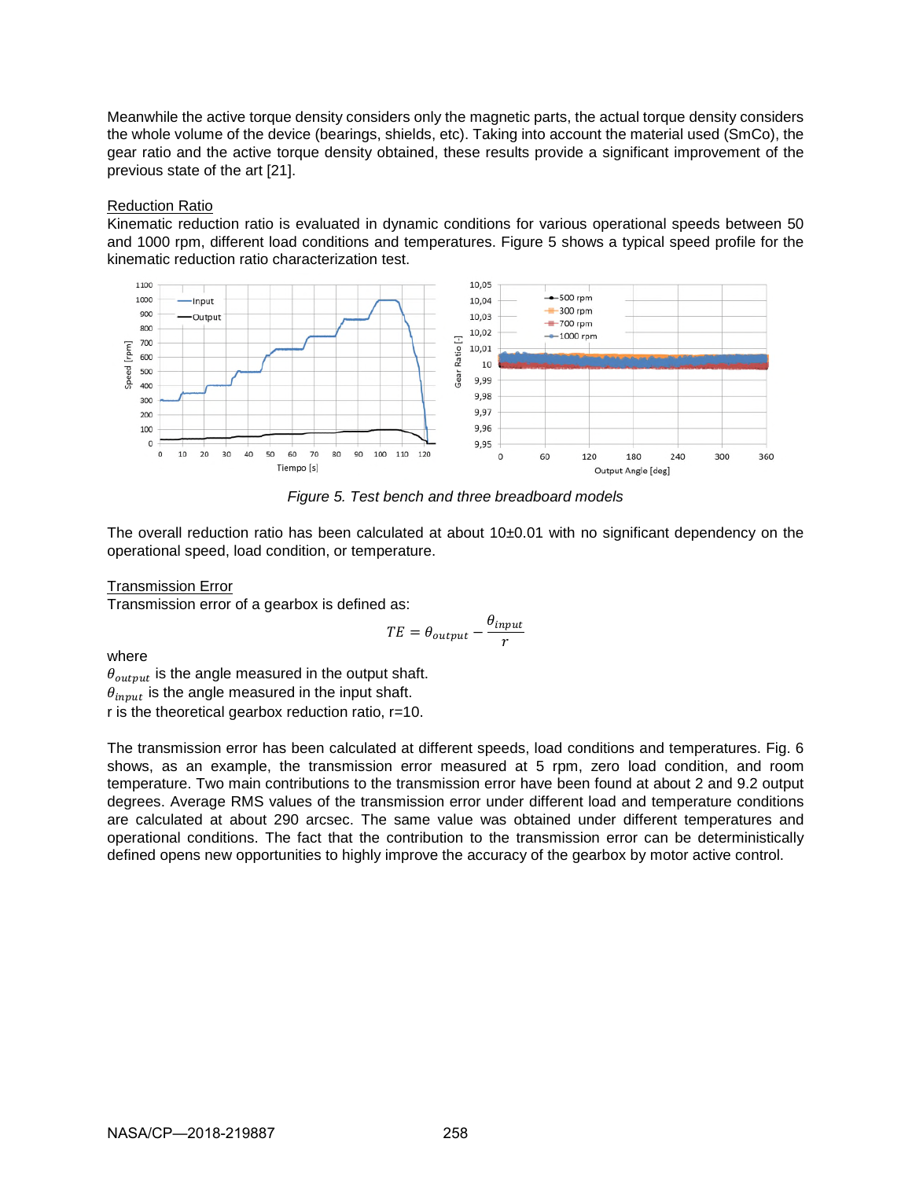Meanwhile the active torque density considers only the magnetic parts, the actual torque density considers the whole volume of the device (bearings, shields, etc). Taking into account the material used (SmCo), the gear ratio and the active torque density obtained, these results provide a significant improvement of the previous state of the art [21].

Reduction Ratio

Kinematic reduction ratio is evaluated in dynamic conditions for various operational speeds between 50 and 1000 rpm, different load conditions and temperatures. Figure 5 shows a typical speed profile for the kinematic reduction ratio characterization test.

*Figure 5. Test bench and three breadboard models*

The overall reduction ratio has been calculated at about 10±0.01 with no significant dependency on the operational speed, load condition, or temperature.

Transmission Error

Transmission error of a gearbox is defined as:

$$TE = \theta_{output} - \frac{\theta_{input}}{r}$$

where

$\theta_{output}$ is the angle measured in the output shaft.
$\theta_{input}$ is the angle measured in the input shaft.
r is the theoretical gearbox reduction ratio, r=10.

The transmission error has been calculated at different speeds, load conditions and temperatures. Fig. 6 shows, as an example, the transmission error measured at 5 rpm, zero load condition, and room temperature. Two main contributions to the transmission error have been found at about 2 and 9.2 output degrees. Average RMS values of the transmission error under different load and temperature conditions are calculated at about 290 arcsec. The same value was obtained under different temperatures and operational conditions. The fact that the contribution to the transmission error can be deterministically defined opens new opportunities to highly improve the accuracy of the gearbox by motor active control.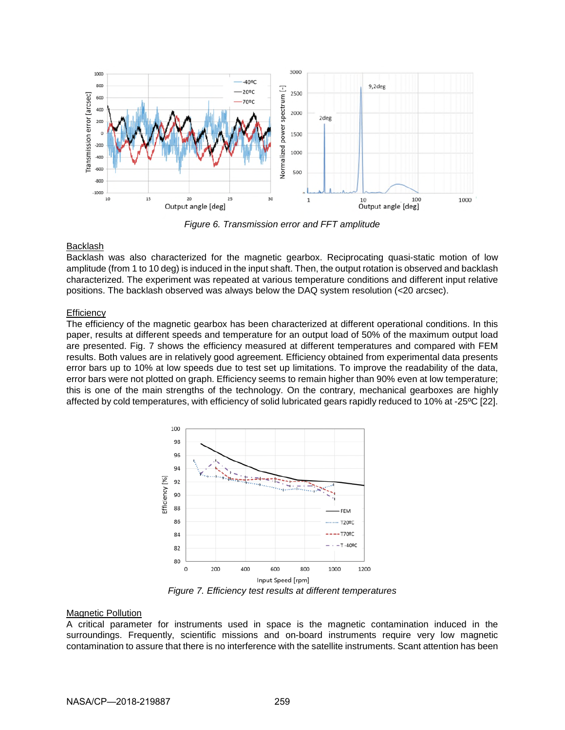*Figure 6. Transmission error and FFT amplitude*

## Backlash

Backlash was also characterized for the magnetic gearbox. Reciprocating quasi-static motion of low amplitude (from 1 to 10 deg) is induced in the input shaft. Then, the output rotation is observed and backlash characterized. The experiment was repeated at various temperature conditions and different input relative positions. The backlash observed was always below the DAQ system resolution (<20 arcsec).

## Efficiency

The efficiency of the magnetic gearbox has been characterized at different operational conditions. In this paper, results at different speeds and temperature for an output load of 50% of the maximum output load are presented. Fig. 7 shows the efficiency measured at different temperatures and compared with FEM results. Both values are in relatively good agreement. Efficiency obtained from experimental data presents error bars up to 10% at low speeds due to test set up limitations. To improve the readability of the data, error bars were not plotted on graph. Efficiency seems to remain higher than 90% even at low temperature; this is one of the main strengths of the technology. On the contrary, mechanical gearboxes are highly affected by cold temperatures, with efficiency of solid lubricated gears rapidly reduced to 10% at -25ºC [22].

*Figure 7. Efficiency test results at different temperatures*

## Magnetic Pollution

A critical parameter for instruments used in space is the magnetic contamination induced in the surroundings. Frequently, scientific missions and on-board instruments require very low magnetic contamination to assure that there is no interference with the satellite instruments. Scant attention has been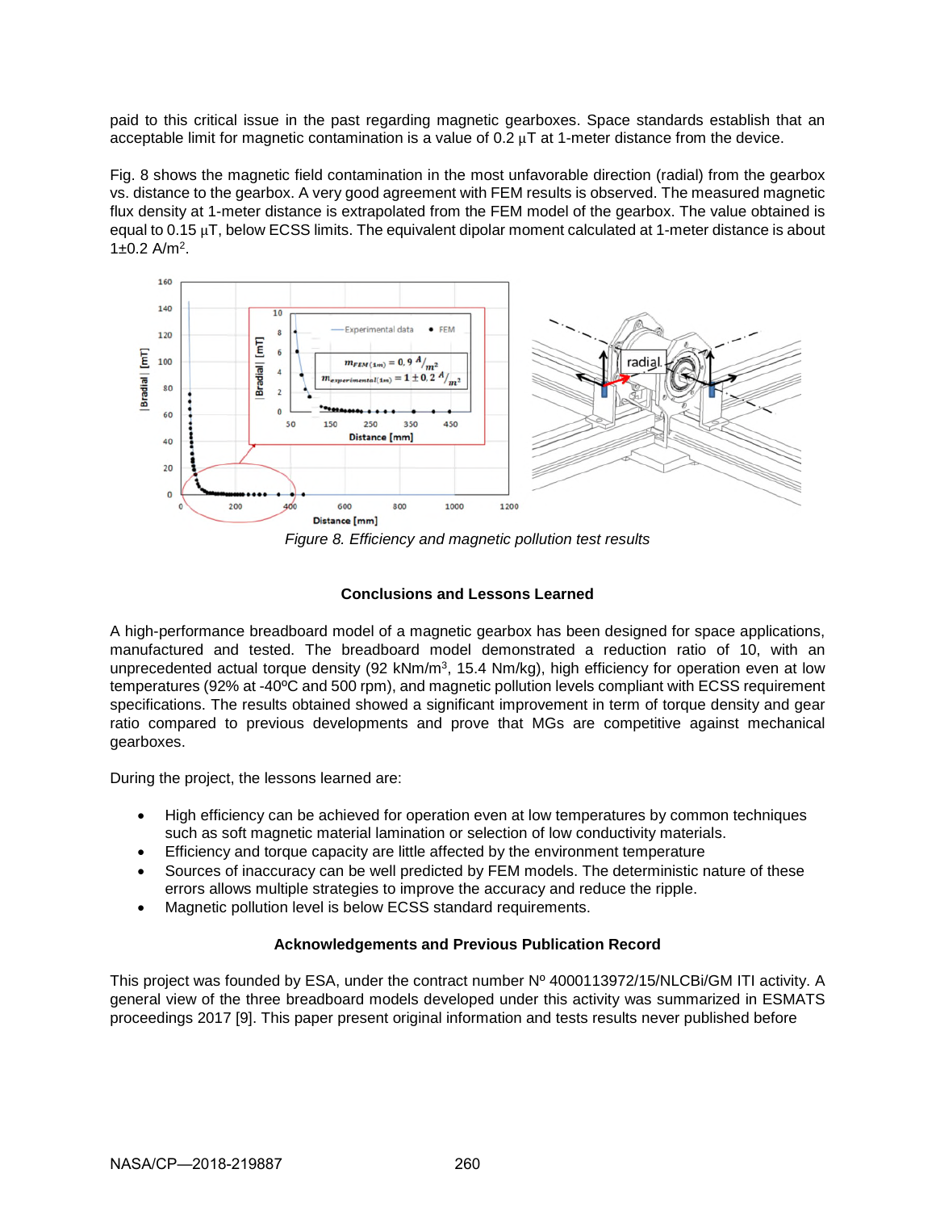paid to this critical issue in the past regarding magnetic gearboxes. Space standards establish that an acceptable limit for magnetic contamination is a value of 0.2 μT at 1-meter distance from the device.

Fig. 8 shows the magnetic field contamination in the most unfavorable direction (radial) from the gearbox vs. distance to the gearbox. A very good agreement with FEM results is observed. The measured magnetic flux density at 1-meter distance is extrapolated from the FEM model of the gearbox. The value obtained is equal to 0.15 μT, below ECSS limits. The equivalent dipolar moment calculated at 1-meter distance is about 1±0.2 A/m$^2$.

*Figure 8. Efficiency and magnetic pollution test results*

## Conclusions and Lessons Learned

A high-performance breadboard model of a magnetic gearbox has been designed for space applications, manufactured and tested. The breadboard model demonstrated a reduction ratio of 10, with an unprecedented actual torque density (92 kNm/m$^3$, 15.4 Nm/kg), high efficiency for operation even at low temperatures (92% at -40ºC and 500 rpm), and magnetic pollution levels compliant with ECSS requirement specifications. The results obtained showed a significant improvement in term of torque density and gear ratio compared to previous developments and prove that MGs are competitive against mechanical gearboxes.

During the project, the lessons learned are:

- High efficiency can be achieved for operation even at low temperatures by common techniques such as soft magnetic material lamination or selection of low conductivity materials.
- Efficiency and torque capacity are little affected by the environment temperature
- Sources of inaccuracy can be well predicted by FEM models. The deterministic nature of these errors allows multiple strategies to improve the accuracy and reduce the ripple.
- Magnetic pollution level is below ECSS standard requirements.

## Acknowledgements and Previous Publication Record

This project was founded by ESA, under the contract number Nº 4000113972/15/NLCBi/GM ITI activity. A general view of the three breadboard models developed under this activity was summarized in ESMATS proceedings 2017 [9]. This paper present original information and tests results never published before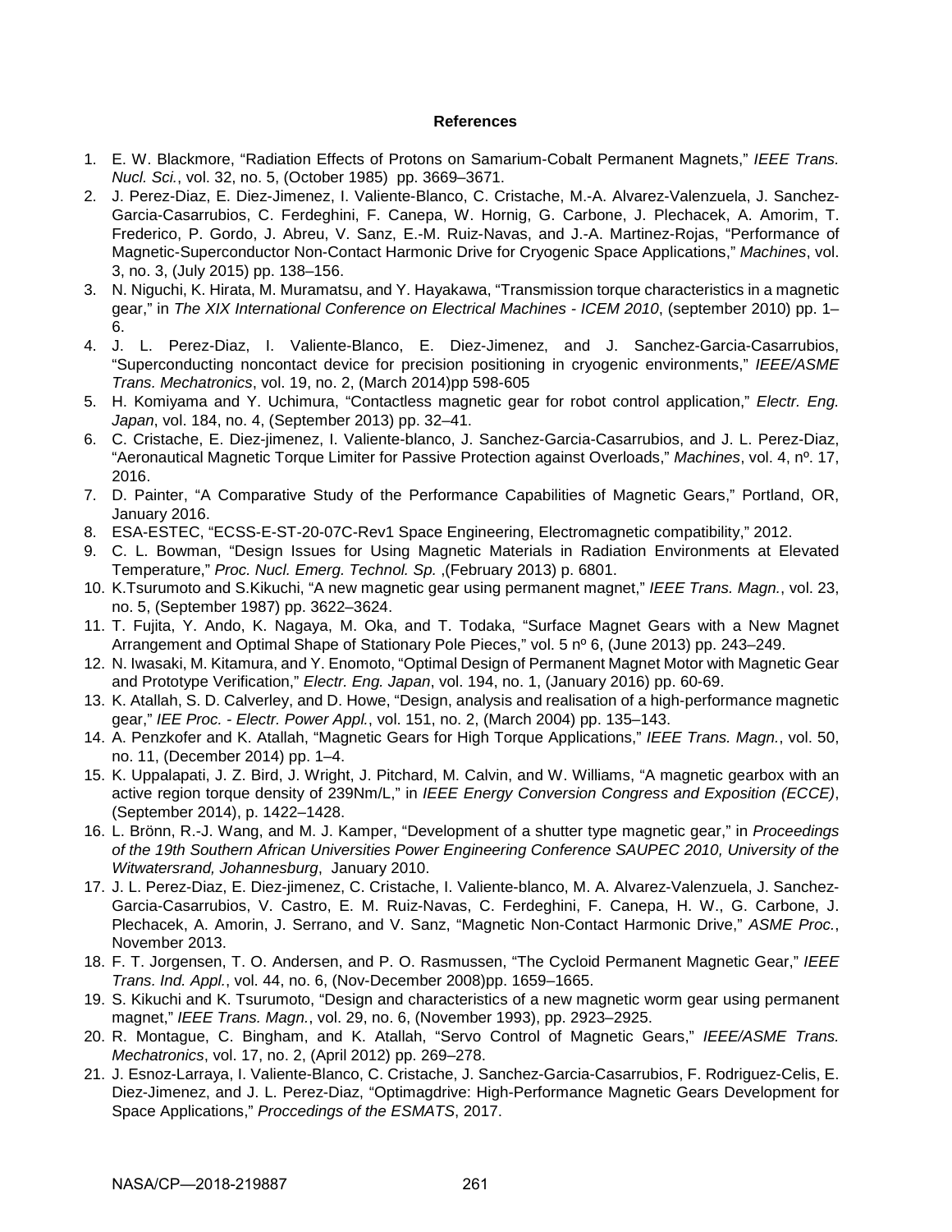## References

1. E. W. Blackmore, "Radiation Effects of Protons on Samarium-Cobalt Permanent Magnets," *IEEE Trans. Nucl. Sci.*, vol. 32, no. 5, (October 1985) pp. 3669–3671.
2. J. Perez-Diaz, E. Diez-Jimenez, I. Valiente-Blanco, C. Cristache, M.-A. Alvarez-Valenzuela, J. Sanchez-Garcia-Casarrubios, C. Ferdeghini, F. Canepa, W. Hornig, G. Carbone, J. Plechacek, A. Amorim, T. Frederico, P. Gordo, J. Abreu, V. Sanz, E.-M. Ruiz-Navas, and J.-A. Martinez-Rojas, "Performance of Magnetic-Superconductor Non-Contact Harmonic Drive for Cryogenic Space Applications," *Machines*, vol. 3, no. 3, (July 2015) pp. 138–156.
3. N. Niguchi, K. Hirata, M. Muramatsu, and Y. Hayakawa, "Transmission torque characteristics in a magnetic gear," in *The XIX International Conference on Electrical Machines - ICEM 2010*, (september 2010) pp. 1–6.
4. J. L. Perez-Diaz, I. Valiente-Blanco, E. Diez-Jimenez, and J. Sanchez-Garcia-Casarrubios, "Superconducting noncontact device for precision positioning in cryogenic environments," *IEEE/ASME Trans. Mechatronics*, vol. 19, no. 2, (March 2014)pp 598-605
5. H. Komiyama and Y. Uchimura, "Contactless magnetic gear for robot control application," *Electr. Eng. Japan*, vol. 184, no. 4, (September 2013) pp. 32–41.
6. C. Cristache, E. Diez-jimenez, I. Valiente-blanco, J. Sanchez-Garcia-Casarrubios, and J. L. Perez-Diaz, "Aeronautical Magnetic Torque Limiter for Passive Protection against Overloads," *Machines*, vol. 4, nº. 17, 2016.
7. D. Painter, "A Comparative Study of the Performance Capabilities of Magnetic Gears," Portland, OR, January 2016.
8. ESA-ESTEC, "ECSS-E-ST-20-07C-Rev1 Space Engineering, Electromagnetic compatibility," 2012.
9. C. L. Bowman, "Design Issues for Using Magnetic Materials in Radiation Environments at Elevated Temperature," *Proc. Nucl. Emerg. Technol. Sp.* ,(February 2013) p. 6801.
10. K.Tsurumoto and S.Kikuchi, "A new magnetic gear using permanent magnet," *IEEE Trans. Magn.*, vol. 23, no. 5, (September 1987) pp. 3622–3624.
11. T. Fujita, Y. Ando, K. Nagaya, M. Oka, and T. Todaka, "Surface Magnet Gears with a New Magnet Arrangement and Optimal Shape of Stationary Pole Pieces," vol. 5 nº 6, (June 2013) pp. 243–249.
12. N. Iwasaki, M. Kitamura, and Y. Enomoto, "Optimal Design of Permanent Magnet Motor with Magnetic Gear and Prototype Verification," *Electr. Eng. Japan*, vol. 194, no. 1, (January 2016) pp. 60-69.
13. K. Atallah, S. D. Calverley, and D. Howe, "Design, analysis and realisation of a high-performance magnetic gear," *IEE Proc. - Electr. Power Appl.*, vol. 151, no. 2, (March 2004) pp. 135–143.
14. A. Penzkofer and K. Atallah, "Magnetic Gears for High Torque Applications," *IEEE Trans. Magn.*, vol. 50, no. 11, (December 2014) pp. 1–4.
15. K. Uppalapati, J. Z. Bird, J. Wright, J. Pitchard, M. Calvin, and W. Williams, "A magnetic gearbox with an active region torque density of 239Nm/L," in *IEEE Energy Conversion Congress and Exposition (ECCE)*, (September 2014), p. 1422–1428.
16. L. Brönn, R.-J. Wang, and M. J. Kamper, "Development of a shutter type magnetic gear," in *Proceedings of the 19th Southern African Universities Power Engineering Conference SAUPEC 2010, University of the Witwatersrand, Johannesburg*, January 2010.
17. J. L. Perez-Diaz, E. Diez-jimenez, C. Cristache, I. Valiente-blanco, M. A. Alvarez-Valenzuela, J. Sanchez-Garcia-Casarrubios, V. Castro, E. M. Ruiz-Navas, C. Ferdeghini, F. Canepa, H. W., G. Carbone, J. Plechacek, A. Amorin, J. Serrano, and V. Sanz, "Magnetic Non-Contact Harmonic Drive," *ASME Proc.*, November 2013.
18. F. T. Jorgensen, T. O. Andersen, and P. O. Rasmussen, "The Cycloid Permanent Magnetic Gear," *IEEE Trans. Ind. Appl.*, vol. 44, no. 6, (Nov-December 2008)pp. 1659–1665.
19. S. Kikuchi and K. Tsurumoto, "Design and characteristics of a new magnetic worm gear using permanent magnet," *IEEE Trans. Magn.*, vol. 29, no. 6, (November 1993), pp. 2923–2925.
20. R. Montague, C. Bingham, and K. Atallah, "Servo Control of Magnetic Gears," *IEEE/ASME Trans. Mechatronics*, vol. 17, no. 2, (April 2012) pp. 269–278.
21. J. Esnoz-Larraya, I. Valiente-Blanco, C. Cristache, J. Sanchez-Garcia-Casarrubios, F. Rodriguez-Celis, E. Diez-Jimenez, and J. L. Perez-Diaz, "Optimagdrive: High-Performance Magnetic Gears Development for Space Applications," *Proccedings of the ESMATS*, 2017.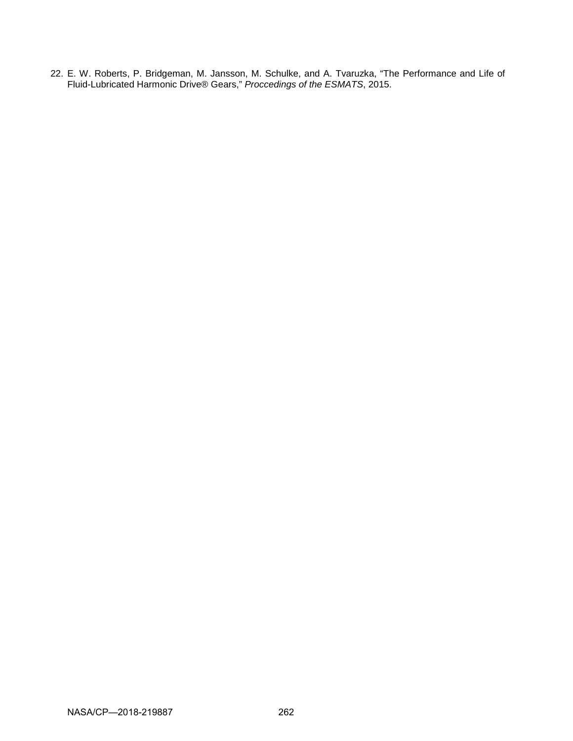22. E. W. Roberts, P. Bridgeman, M. Jansson, M. Schulke, and A. Tvaruzka, “The Performance and Life of Fluid-Lubricated Harmonic Drive® Gears,” *Proccedings of the ESMATS*, 2015.